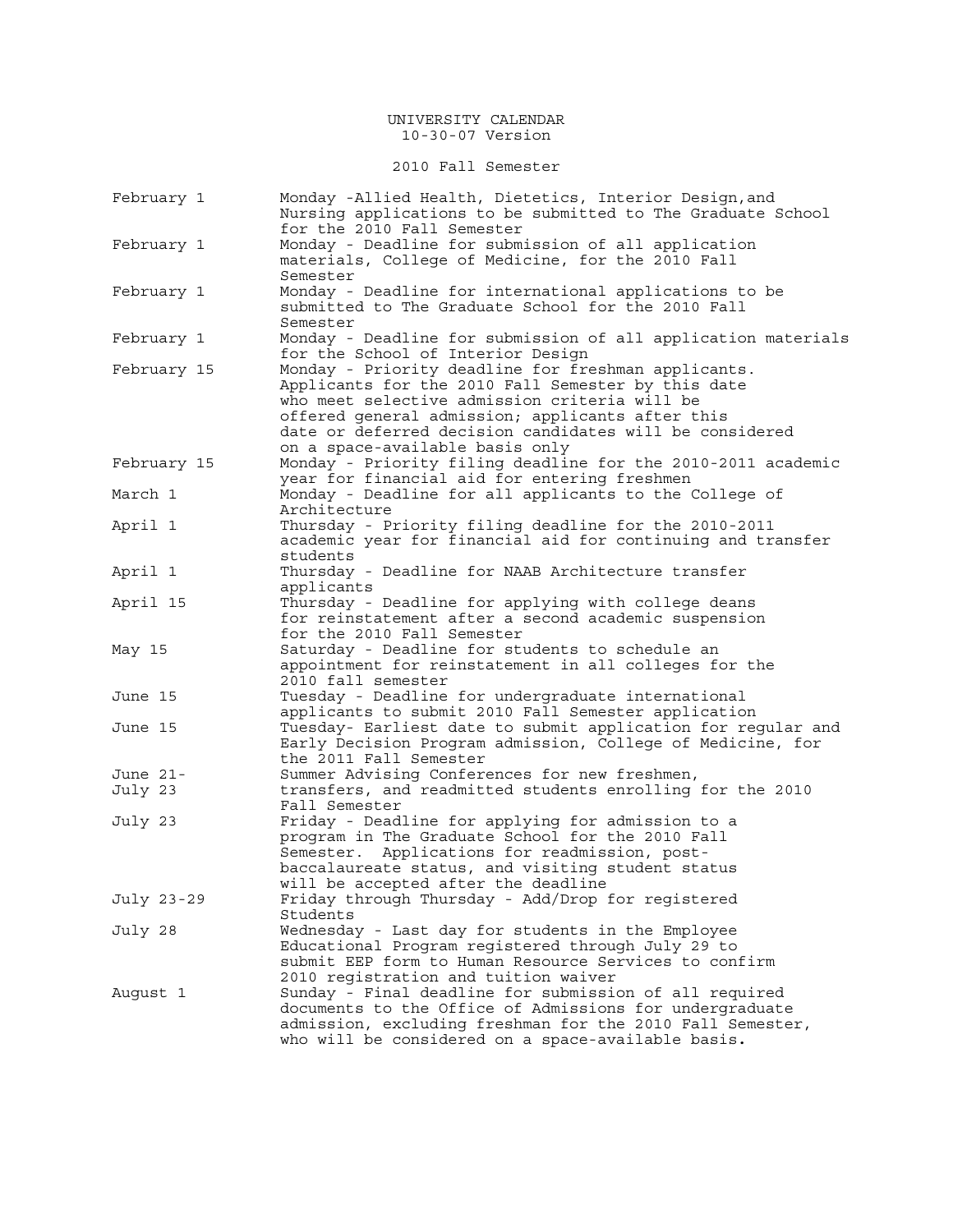# UNIVERSITY CALENDAR

10-30-07 Version

## 2010 Fall Semester

| Date | Event |
| --- | --- |
| February 1 | Monday -Allied Health, Dietetics, Interior Design,and Nursing applications to be submitted to The Graduate School for the 2010 Fall Semester |
| February 1 | Monday - Deadline for submission of all application materials, College of Medicine, for the 2010 Fall Semester |
| February 1 | Monday - Deadline for international applications to be submitted to The Graduate School for the 2010 Fall Semester |
| February 1 | Monday - Deadline for submission of all application materials for the School of Interior Design |
| February 15 | Monday - Priority deadline for freshman applicants. Applicants for the 2010 Fall Semester by this date who meet selective admission criteria will be offered general admission; applicants after this date or deferred decision candidates will be considered on a space-available basis only |
| February 15 | Monday - Priority filing deadline for the 2010-2011 academic year for financial aid for entering freshmen |
| March 1 | Monday - Deadline for all applicants to the College of Architecture |
| April 1 | Thursday - Priority filing deadline for the 2010-2011 academic year for financial aid for continuing and transfer students |
| April 1 | Thursday - Deadline for NAAB Architecture transfer applicants |
| April 15 | Thursday - Deadline for applying with college deans for reinstatement after a second academic suspension for the 2010 Fall Semester |
| May 15 | Saturday - Deadline for students to schedule an appointment for reinstatement in all colleges for the 2010 fall semester |
| June 15 | Tuesday - Deadline for undergraduate international applicants to submit 2010 Fall Semester application |
| June 15 | Tuesday- Earliest date to submit application for regular and Early Decision Program admission, College of Medicine, for the 2011 Fall Semester |
| June 21- July 23 | Summer Advising Conferences for new freshmen, transfers, and readmitted students enrolling for the 2010 Fall Semester |
| July 23 | Friday - Deadline for applying for admission to a program in The Graduate School for the 2010 Fall Semester. Applications for readmission, post-baccalaureate status, and visiting student status will be accepted after the deadline |
| July 23-29 | Friday through Thursday - Add/Drop for registered Students |
| July 28 | Wednesday - Last day for students in the Employee Educational Program registered through July 29 to submit EEP form to Human Resource Services to confirm 2010 registration and tuition waiver |
| August 1 | Sunday - Final deadline for submission of all required documents to the Office of Admissions for undergraduate admission, excluding freshman for the 2010 Fall Semester, who will be considered on a space-available basis. |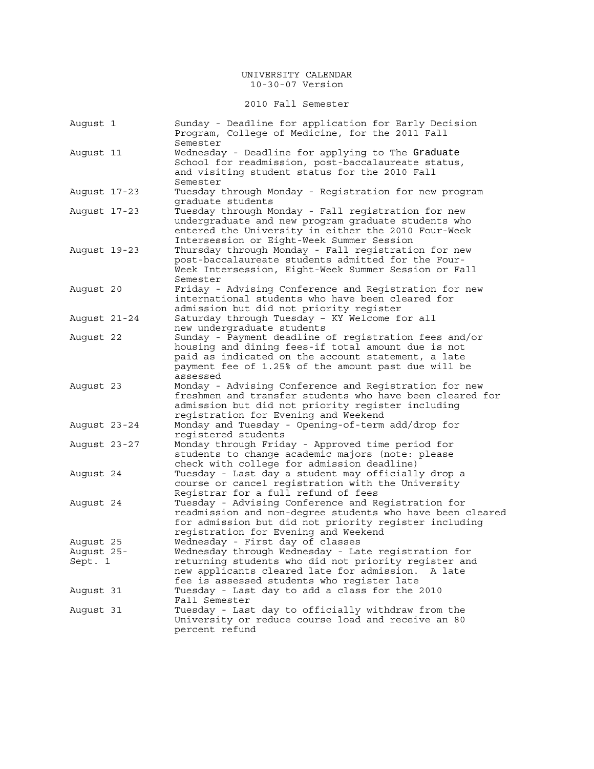UNIVERSITY CALENDAR
10-30-07 Version

2010 Fall Semester

| | |
|---|---|
| August 1 | Sunday - Deadline for application for Early Decision Program, College of Medicine, for the 2011 Fall Semester |
| August 11 | Wednesday - Deadline for applying to The Graduate School for readmission, post-baccalaureate status, and visiting student status for the 2010 Fall Semester |
| August 17-23 | Tuesday through Monday - Registration for new program graduate students |
| August 17-23 | Tuesday through Monday - Fall registration for new undergraduate and new program graduate students who entered the University in either the 2010 Four-Week Intersession or Eight-Week Summer Session |
| August 19-23 | Thursday through Monday - Fall registration for new post-baccalaureate students admitted for the Four-Week Intersession, Eight-Week Summer Session or Fall Semester |
| August 20 | Friday - Advising Conference and Registration for new international students who have been cleared for admission but did not priority register |
| August 21-24 | Saturday through Tuesday – KY Welcome for all new undergraduate students |
| August 22 | Sunday - Payment deadline of registration fees and/or housing and dining fees-if total amount due is not paid as indicated on the account statement, a late payment fee of 1.25% of the amount past due will be assessed |
| August 23 | Monday - Advising Conference and Registration for new freshmen and transfer students who have been cleared for admission but did not priority register including registration for Evening and Weekend |
| August 23-24 | Monday and Tuesday - Opening-of-term add/drop for registered students |
| August 23-27 | Monday through Friday - Approved time period for students to change academic majors (note: please check with college for admission deadline) |
| August 24 | Tuesday - Last day a student may officially drop a course or cancel registration with the University Registrar for a full refund of fees |
| August 24 | Tuesday - Advising Conference and Registration for readmission and non-degree students who have been cleared for admission but did not priority register including registration for Evening and Weekend |
| August 25 | Wednesday - First day of classes |
| August 25-Sept. 1 | Wednesday through Wednesday - Late registration for returning students who did not priority register and new applicants cleared late for admission. A late fee is assessed students who register late |
| August 31 | Tuesday - Last day to add a class for the 2010 Fall Semester |
| August 31 | Tuesday - Last day to officially withdraw from the University or reduce course load and receive an 80 percent refund |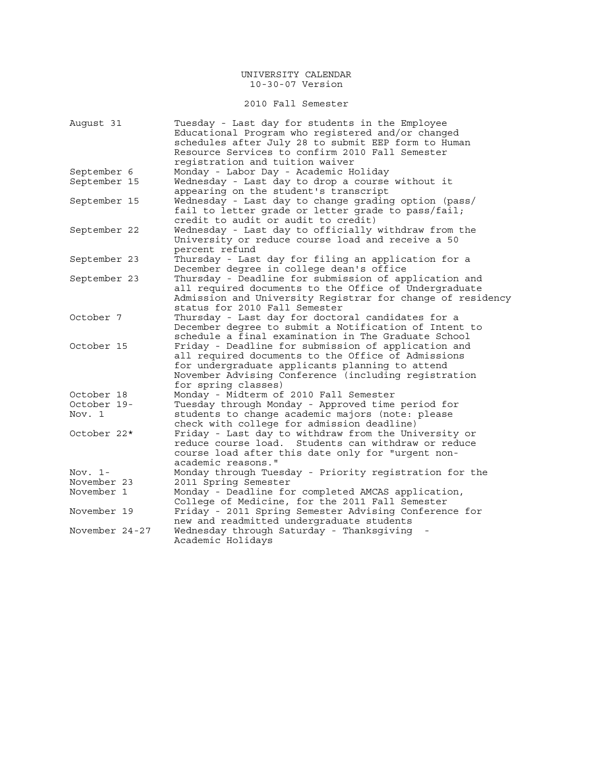# UNIVERSITY CALENDAR
10-30-07 Version

## 2010 Fall Semester

| Date | Event |
|---|---|
| August 31 | Tuesday - Last day for students in the Employee Educational Program who registered and/or changed schedules after July 28 to submit EEP form to Human Resource Services to confirm 2010 Fall Semester registration and tuition waiver |
| September 6 | Monday - Labor Day - Academic Holiday |
| September 15 | Wednesday - Last day to drop a course without it appearing on the student's transcript |
| September 15 | Wednesday - Last day to change grading option (pass/fail to letter grade or letter grade to pass/fail; credit to audit or audit to credit) |
| September 22 | Wednesday - Last day to officially withdraw from the University or reduce course load and receive a 50 percent refund |
| September 23 | Thursday - Last day for filing an application for a December degree in college dean's office |
| September 23 | Thursday - Deadline for submission of application and all required documents to the Office of Undergraduate Admission and University Registrar for change of residency status for 2010 Fall Semester |
| October 7 | Thursday - Last day for doctoral candidates for a December degree to submit a Notification of Intent to schedule a final examination in The Graduate School |
| October 15 | Friday - Deadline for submission of application and all required documents to the Office of Admissions for undergraduate applicants planning to attend November Advising Conference (including registration for spring classes) |
| October 18 | Monday - Midterm of 2010 Fall Semester |
| October 19- Nov. 1 | Tuesday through Monday - Approved time period for students to change academic majors (note: please check with college for admission deadline) |
| October 22* | Friday - Last day to withdraw from the University or reduce course load. Students can withdraw or reduce course load after this date only for "urgent non-academic reasons." |
| Nov. 1- November 23 | Monday through Tuesday - Priority registration for the 2011 Spring Semester |
| November 1 | Monday - Deadline for completed AMCAS application, College of Medicine, for the 2011 Fall Semester |
| November 19 | Friday - 2011 Spring Semester Advising Conference for new and readmitted undergraduate students |
| November 24-27 | Wednesday through Saturday - Thanksgiving - Academic Holidays |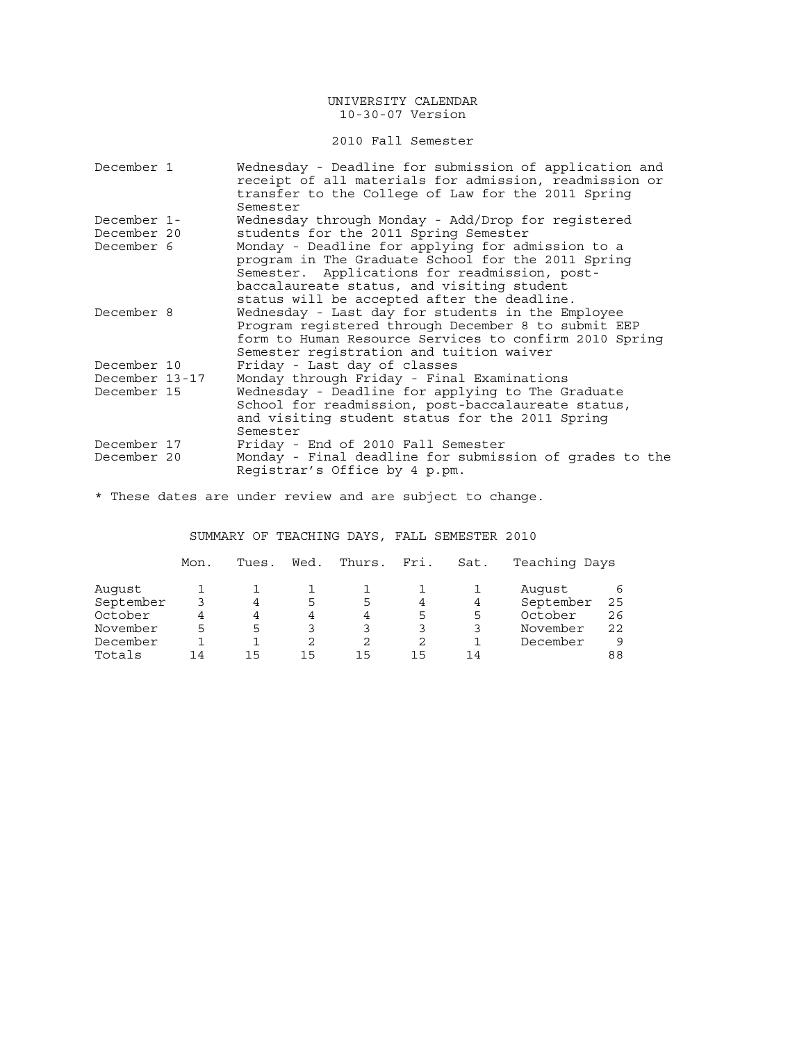UNIVERSITY CALENDAR
10-30-07 Version

2010 Fall Semester

| | |
|---|---|
| December 1 | Wednesday - Deadline for submission of application and receipt of all materials for admission, readmission or transfer to the College of Law for the 2011 Spring Semester |
| December 1- December 20 | Wednesday through Monday - Add/Drop for registered students for the 2011 Spring Semester |
| December 6 | Monday - Deadline for applying for admission to a program in The Graduate School for the 2011 Spring Semester. Applications for readmission, post-baccalaureate status, and visiting student status will be accepted after the deadline. |
| December 8 | Wednesday - Last day for students in the Employee Program registered through December 8 to submit EEP form to Human Resource Services to confirm 2010 Spring Semester registration and tuition waiver |
| December 10 | Friday - Last day of classes |
| December 13-17 | Monday through Friday - Final Examinations |
| December 15 | Wednesday - Deadline for applying to The Graduate School for readmission, post-baccalaureate status, and visiting student status for the 2011 Spring Semester |
| December 17 | Friday - End of 2010 Fall Semester |
| December 20 | Monday - Final deadline for submission of grades to the Registrar's Office by 4 p.pm. |

* These dates are under review and are subject to change.

SUMMARY OF TEACHING DAYS, FALL SEMESTER 2010

| | Mon. | Tues. | Wed. | Thurs. | Fri. | Sat. | Teaching Days | |
|---|---|---|---|---|---|---|---|---|
| August | 1 | 1 | 1 | 1 | 1 | 1 | August | 6 |
| September | 3 | 4 | 5 | 5 | 4 | 4 | September | 25 |
| October | 4 | 4 | 4 | 4 | 5 | 5 | October | 26 |
| November | 5 | 5 | 3 | 3 | 3 | 3 | November | 22 |
| December | 1 | 1 | 2 | 2 | 2 | 1 | December | 9 |
| Totals | 14 | 15 | 15 | 15 | 15 | 14 | | 88 |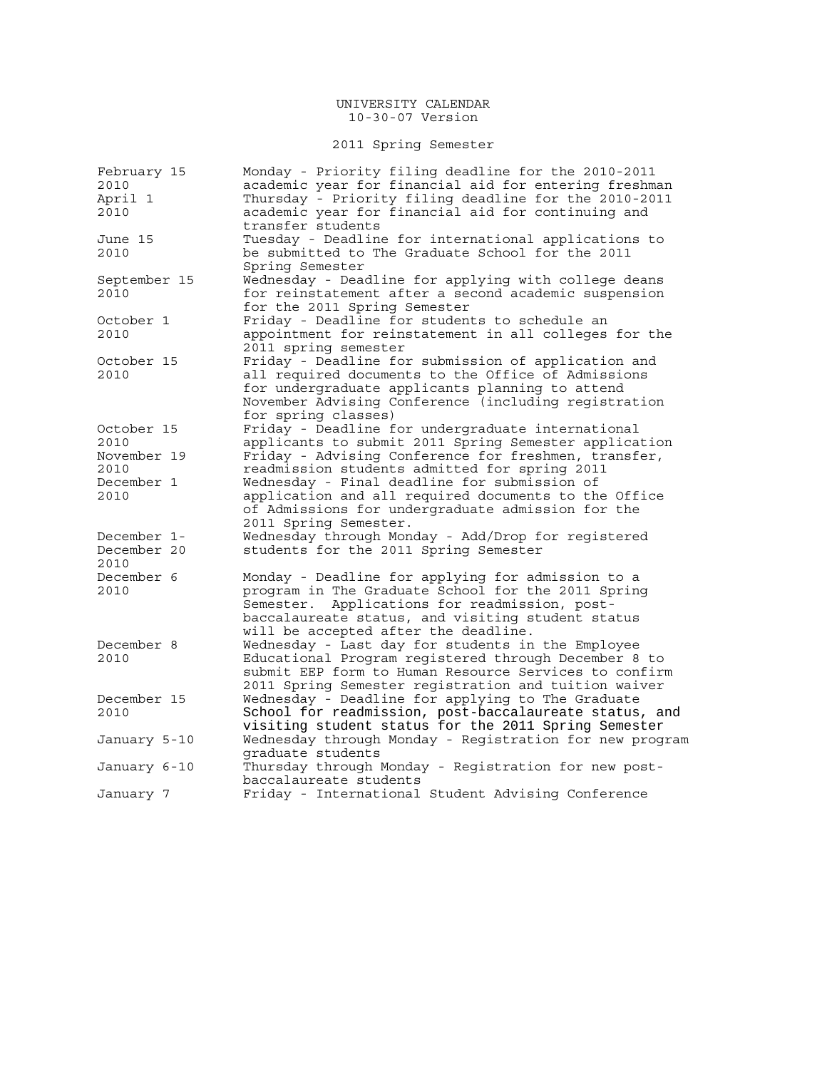# UNIVERSITY CALENDAR

10-30-07 Version

## 2011 Spring Semester

| Date | Event |
|---|---|
| February 15 2010 | Monday - Priority filing deadline for the 2010-2011 academic year for financial aid for entering freshman |
| April 1 2010 | Thursday - Priority filing deadline for the 2010-2011 academic year for financial aid for continuing and transfer students |
| June 15 2010 | Tuesday - Deadline for international applications to be submitted to The Graduate School for the 2011 Spring Semester |
| September 15 2010 | Wednesday - Deadline for applying with college deans for reinstatement after a second academic suspension for the 2011 Spring Semester |
| October 1 2010 | Friday - Deadline for students to schedule an appointment for reinstatement in all colleges for the 2011 spring semester |
| October 15 2010 | Friday - Deadline for submission of application and all required documents to the Office of Admissions for undergraduate applicants planning to attend November Advising Conference (including registration for spring classes) |
| October 15 2010 | Friday - Deadline for undergraduate international applicants to submit 2011 Spring Semester application |
| November 19 2010 | Friday - Advising Conference for freshmen, transfer, readmission students admitted for spring 2011 |
| December 1 2010 | Wednesday - Final deadline for submission of application and all required documents to the Office of Admissions for undergraduate admission for the 2011 Spring Semester. |
| December 1- December 20 2010 | Wednesday through Monday - Add/Drop for registered students for the 2011 Spring Semester |
| December 6 2010 | Monday - Deadline for applying for admission to a program in The Graduate School for the 2011 Spring Semester. Applications for readmission, post-baccalaureate status, and visiting student status will be accepted after the deadline. |
| December 8 2010 | Wednesday - Last day for students in the Employee Educational Program registered through December 8 to submit EEP form to Human Resource Services to confirm 2011 Spring Semester registration and tuition waiver |
| December 15 2010 | Wednesday - Deadline for applying to The Graduate School for readmission, post-baccalaureate status, and visiting student status for the 2011 Spring Semester |
| January 5-10 | Wednesday through Monday - Registration for new program graduate students |
| January 6-10 | Thursday through Monday - Registration for new post-baccalaureate students |
| January 7 | Friday - International Student Advising Conference |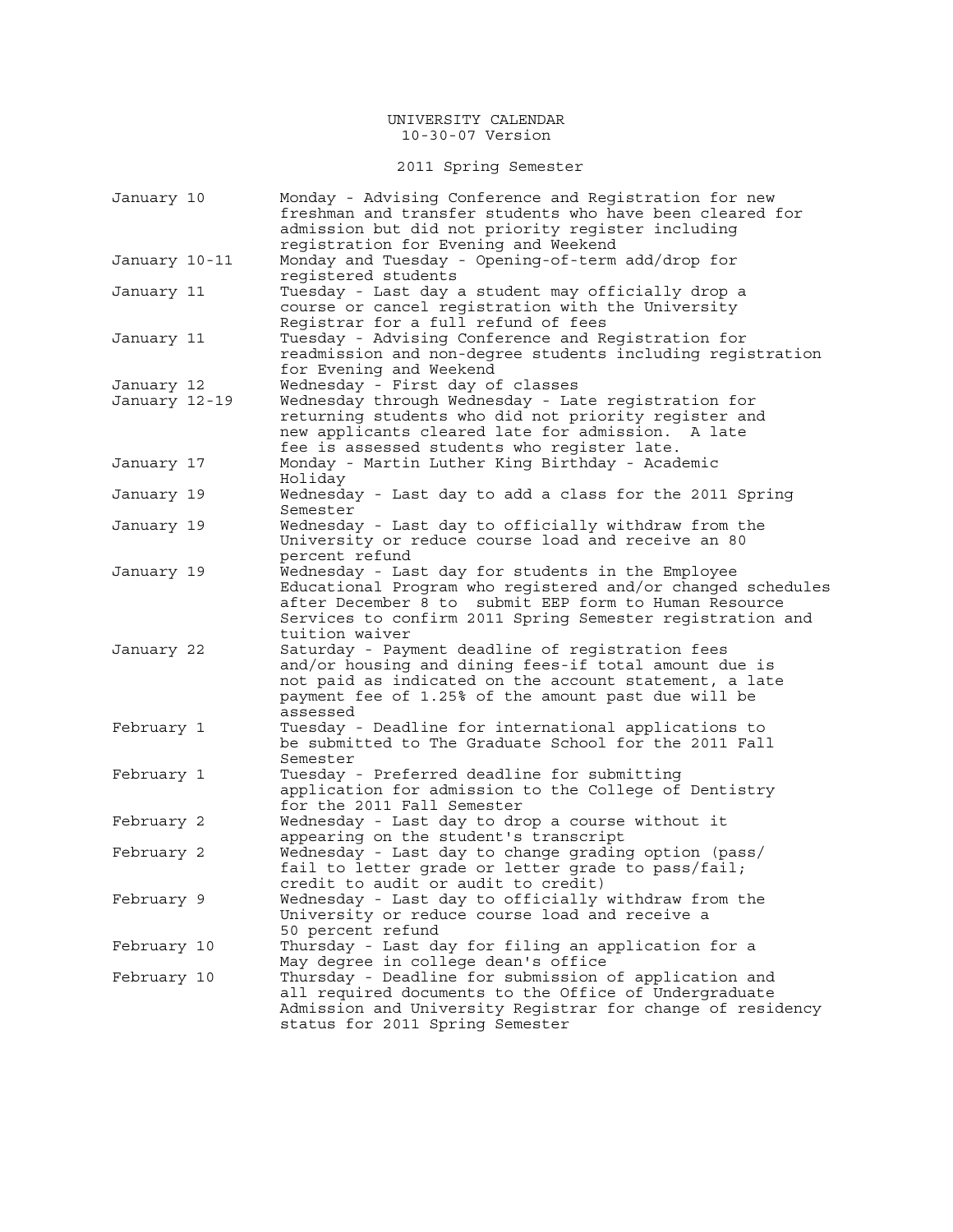UNIVERSITY CALENDAR
10-30-07 Version

## 2011 Spring Semester

| Date | Event |
|---|---|
| January 10 | Monday - Advising Conference and Registration for new freshman and transfer students who have been cleared for admission but did not priority register including registration for Evening and Weekend |
| January 10-11 | Monday and Tuesday - Opening-of-term add/drop for registered students |
| January 11 | Tuesday - Last day a student may officially drop a course or cancel registration with the University Registrar for a full refund of fees |
| January 11 | Tuesday - Advising Conference and Registration for readmission and non-degree students including registration for Evening and Weekend |
| January 12 | Wednesday - First day of classes |
| January 12-19 | Wednesday through Wednesday - Late registration for returning students who did not priority register and new applicants cleared late for admission. A late fee is assessed students who register late. |
| January 17 | Monday - Martin Luther King Birthday - Academic Holiday |
| January 19 | Wednesday - Last day to add a class for the 2011 Spring Semester |
| January 19 | Wednesday - Last day to officially withdraw from the University or reduce course load and receive an 80 percent refund |
| January 19 | Wednesday - Last day for students in the Employee Educational Program who registered and/or changed schedules after December 8 to submit EEP form to Human Resource Services to confirm 2011 Spring Semester registration and tuition waiver |
| January 22 | Saturday - Payment deadline of registration fees and/or housing and dining fees-if total amount due is not paid as indicated on the account statement, a late payment fee of 1.25% of the amount past due will be assessed |
| February 1 | Tuesday - Deadline for international applications to be submitted to The Graduate School for the 2011 Fall Semester |
| February 1 | Tuesday - Preferred deadline for submitting application for admission to the College of Dentistry for the 2011 Fall Semester |
| February 2 | Wednesday - Last day to drop a course without it appearing on the student's transcript |
| February 2 | Wednesday - Last day to change grading option (pass/fail to letter grade or letter grade to pass/fail; credit to audit or audit to credit) |
| February 9 | Wednesday - Last day to officially withdraw from the University or reduce course load and receive a 50 percent refund |
| February 10 | Thursday - Last day for filing an application for a May degree in college dean's office |
| February 10 | Thursday - Deadline for submission of application and all required documents to the Office of Undergraduate Admission and University Registrar for change of residency status for 2011 Spring Semester |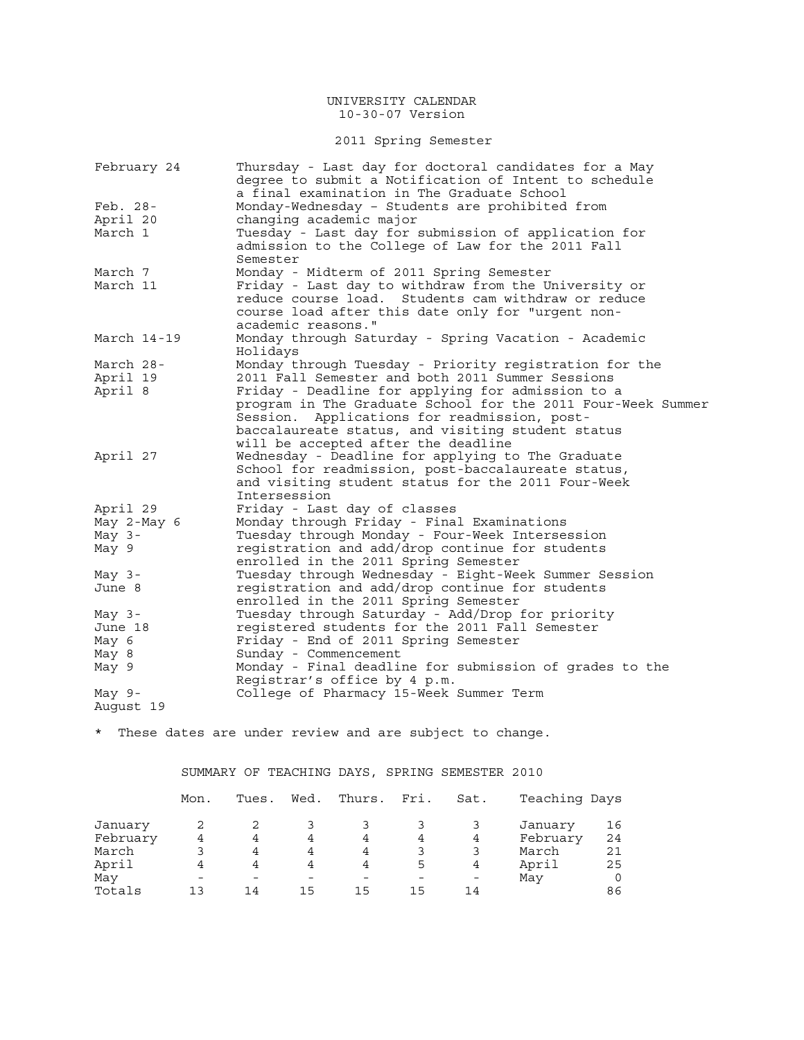UNIVERSITY CALENDAR
10-30-07 Version

## 2011 Spring Semester

| | |
|---|---|
| February 24 | Thursday - Last day for doctoral candidates for a May degree to submit a Notification of Intent to schedule a final examination in The Graduate School |
| Feb. 28- April 20 | Monday-Wednesday – Students are prohibited from changing academic major |
| March 1 | Tuesday - Last day for submission of application for admission to the College of Law for the 2011 Fall Semester |
| March 7 | Monday - Midterm of 2011 Spring Semester |
| March 11 | Friday - Last day to withdraw from the University or reduce course load. Students cam withdraw or reduce course load after this date only for "urgent non-academic reasons." |
| March 14-19 | Monday through Saturday - Spring Vacation - Academic Holidays |
| March 28- April 19 | Monday through Tuesday - Priority registration for the 2011 Fall Semester and both 2011 Summer Sessions |
| April 8 | Friday - Deadline for applying for admission to a program in The Graduate School for the 2011 Four-Week Summer Session. Applications for readmission, post-baccalaureate status, and visiting student status will be accepted after the deadline |
| April 27 | Wednesday - Deadline for applying to The Graduate School for readmission, post-baccalaureate status, and visiting student status for the 2011 Four-Week Intersession |
| April 29 | Friday - Last day of classes |
| May 2-May 6 | Monday through Friday - Final Examinations |
| May 3- May 9 | Tuesday through Monday - Four-Week Intersession registration and add/drop continue for students enrolled in the 2011 Spring Semester |
| May 3- June 8 | Tuesday through Wednesday - Eight-Week Summer Session registration and add/drop continue for students enrolled in the 2011 Spring Semester |
| May 3- June 18 | Tuesday through Saturday - Add/Drop for priority registered students for the 2011 Fall Semester |
| May 6 | Friday - End of 2011 Spring Semester |
| May 8 | Sunday - Commencement |
| May 9 | Monday - Final deadline for submission of grades to the Registrar's office by 4 p.m. |
| May 9- August 19 | College of Pharmacy 15-Week Summer Term |

* These dates are under review and are subject to change.

### SUMMARY OF TEACHING DAYS, SPRING SEMESTER 2010

| | Mon. | Tues. | Wed. | Thurs. | Fri. | Sat. | Teaching Days | |
|---|---|---|---|---|---|---|---|---|
| January | 2 | 2 | 3 | 3 | 3 | 3 | January | 16 |
| February | 4 | 4 | 4 | 4 | 4 | 4 | February | 24 |
| March | 3 | 4 | 4 | 4 | 3 | 3 | March | 21 |
| April | 4 | 4 | 4 | 4 | 5 | 4 | April | 25 |
| May | - | - | - | - | - | - | May | 0 |
| Totals | 13 | 14 | 15 | 15 | 15 | 14 | | 86 |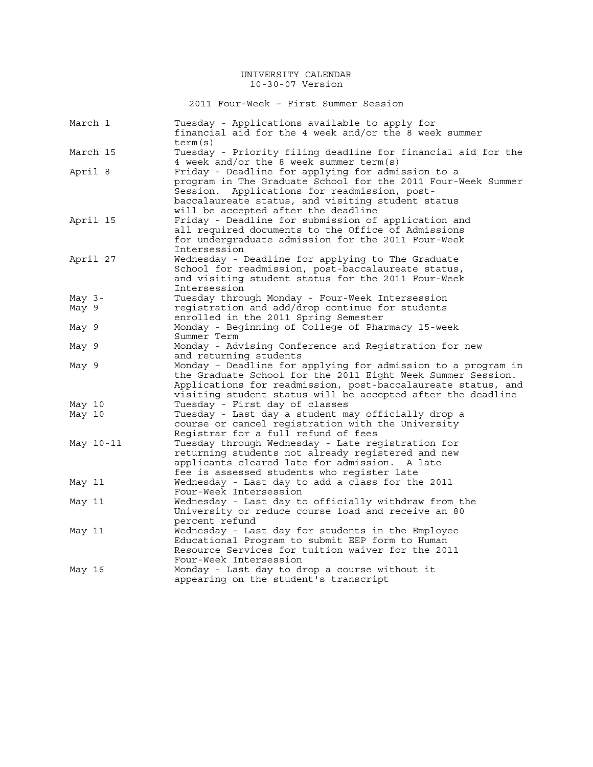UNIVERSITY CALENDAR
10-30-07 Version

## 2011 Four-Week – First Summer Session

| Date | Event |
|---|---|
| March 1 | Tuesday - Applications available to apply for financial aid for the 4 week and/or the 8 week summer term(s) |
| March 15 | Tuesday - Priority filing deadline for financial aid for the 4 week and/or the 8 week summer term(s) |
| April 8 | Friday - Deadline for applying for admission to a program in The Graduate School for the 2011 Four-Week Summer Session. Applications for readmission, post-baccalaureate status, and visiting student status will be accepted after the deadline |
| April 15 | Friday - Deadline for submission of application and all required documents to the Office of Admissions for undergraduate admission for the 2011 Four-Week Intersession |
| April 27 | Wednesday - Deadline for applying to The Graduate School for readmission, post-baccalaureate status, and visiting student status for the 2011 Four-Week Intersession |
| May 3-May 9 | Tuesday through Monday - Four-Week Intersession registration and add/drop continue for students enrolled in the 2011 Spring Semester |
| May 9 | Monday - Beginning of College of Pharmacy 15-week Summer Term |
| May 9 | Monday - Advising Conference and Registration for new and returning students |
| May 9 | Monday – Deadline for applying for admission to a program in the Graduate School for the 2011 Eight Week Summer Session. Applications for readmission, post-baccalaureate status, and visiting student status will be accepted after the deadline |
| May 10 | Tuesday - First day of classes |
| May 10 | Tuesday - Last day a student may officially drop a course or cancel registration with the University Registrar for a full refund of fees |
| May 10-11 | Tuesday through Wednesday - Late registration for returning students not already registered and new applicants cleared late for admission. A late fee is assessed students who register late |
| May 11 | Wednesday - Last day to add a class for the 2011 Four-Week Intersession |
| May 11 | Wednesday - Last day to officially withdraw from the University or reduce course load and receive an 80 percent refund |
| May 11 | Wednesday - Last day for students in the Employee Educational Program to submit EEP form to Human Resource Services for tuition waiver for the 2011 Four-Week Intersession |
| May 16 | Monday - Last day to drop a course without it appearing on the student's transcript |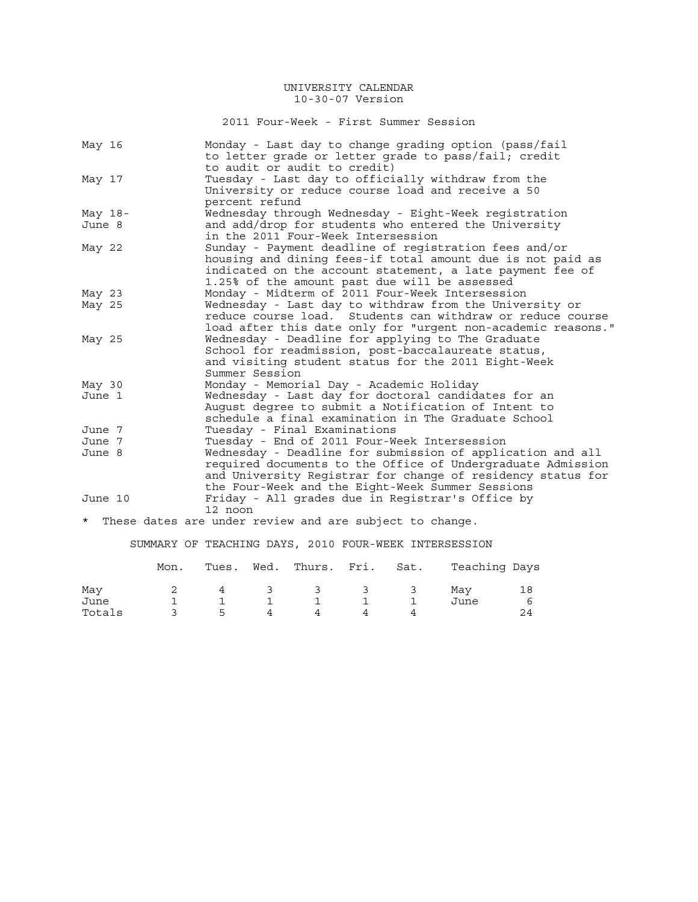UNIVERSITY CALENDAR
10-30-07 Version

## 2011 Four-Week - First Summer Session

| Date | Event |
|---|---|
| May 16 | Monday - Last day to change grading option (pass/fail to letter grade or letter grade to pass/fail; credit to audit or audit to credit) |
| May 17 | Tuesday - Last day to officially withdraw from the University or reduce course load and receive a 50 percent refund |
| May 18- June 8 | Wednesday through Wednesday - Eight-Week registration and add/drop for students who entered the University in the 2011 Four-Week Intersession |
| May 22 | Sunday - Payment deadline of registration fees and/or housing and dining fees-if total amount due is not paid as indicated on the account statement, a late payment fee of 1.25% of the amount past due will be assessed |
| May 23 | Monday - Midterm of 2011 Four-Week Intersession |
| May 25 | Wednesday - Last day to withdraw from the University or reduce course load. Students can withdraw or reduce course load after this date only for "urgent non-academic reasons." |
| May 25 | Wednesday - Deadline for applying to The Graduate School for readmission, post-baccalaureate status, and visiting student status for the 2011 Eight-Week Summer Session |
| May 30 | Monday - Memorial Day - Academic Holiday |
| June 1 | Wednesday - Last day for doctoral candidates for an August degree to submit a Notification of Intent to schedule a final examination in The Graduate School |
| June 7 | Tuesday - Final Examinations |
| June 7 | Tuesday - End of 2011 Four-Week Intersession |
| June 8 | Wednesday - Deadline for submission of application and all required documents to the Office of Undergraduate Admission and University Registrar for change of residency status for the Four-Week and the Eight-Week Summer Sessions |
| June 10 | Friday - All grades due in Registrar's Office by 12 noon |

* These dates are under review and are subject to change.

## SUMMARY OF TEACHING DAYS, 2010 FOUR-WEEK INTERSESSION

| | Mon. | Tues. | Wed. | Thurs. | Fri. | Sat. | Teaching Days | |
|---|---|---|---|---|---|---|---|---|
| May | 2 | 4 | 3 | 3 | 3 | 3 | May | 18 |
| June | 1 | 1 | 1 | 1 | 1 | 1 | June | 6 |
| Totals | 3 | 5 | 4 | 4 | 4 | 4 | | 24 |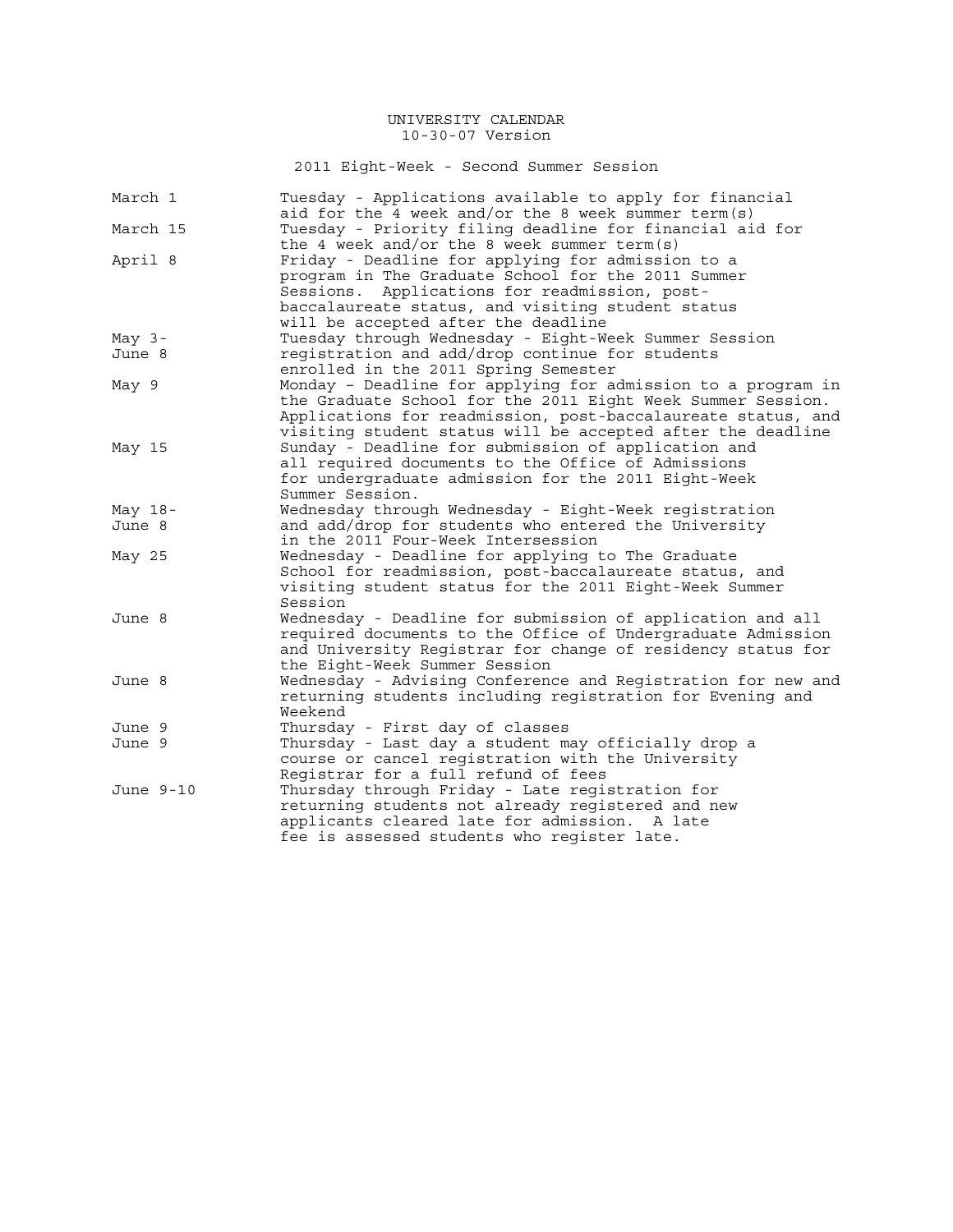# UNIVERSITY CALENDAR

10-30-07 Version

## 2011 Eight-Week - Second Summer Session

| Date | Event |
|---|---|
| March 1 | Tuesday - Applications available to apply for financial aid for the 4 week and/or the 8 week summer term(s) |
| March 15 | Tuesday - Priority filing deadline for financial aid for the 4 week and/or the 8 week summer term(s) |
| April 8 | Friday - Deadline for applying for admission to a program in The Graduate School for the 2011 Summer Sessions. Applications for readmission, post-baccalaureate status, and visiting student status will be accepted after the deadline |
| May 3-June 8 | Tuesday through Wednesday - Eight-Week Summer Session registration and add/drop continue for students enrolled in the 2011 Spring Semester |
| May 9 | Monday – Deadline for applying for admission to a program in the Graduate School for the 2011 Eight Week Summer Session. Applications for readmission, post-baccalaureate status, and visiting student status will be accepted after the deadline |
| May 15 | Sunday - Deadline for submission of application and all required documents to the Office of Admissions for undergraduate admission for the 2011 Eight-Week Summer Session. |
| May 18-June 8 | Wednesday through Wednesday - Eight-Week registration and add/drop for students who entered the University in the 2011 Four-Week Intersession |
| May 25 | Wednesday - Deadline for applying to The Graduate School for readmission, post-baccalaureate status, and visiting student status for the 2011 Eight-Week Summer Session |
| June 8 | Wednesday - Deadline for submission of application and all required documents to the Office of Undergraduate Admission and University Registrar for change of residency status for the Eight-Week Summer Session |
| June 8 | Wednesday - Advising Conference and Registration for new and returning students including registration for Evening and Weekend |
| June 9 | Thursday - First day of classes |
| June 9 | Thursday - Last day a student may officially drop a course or cancel registration with the University Registrar for a full refund of fees |
| June 9-10 | Thursday through Friday - Late registration for returning students not already registered and new applicants cleared late for admission. A late fee is assessed students who register late. |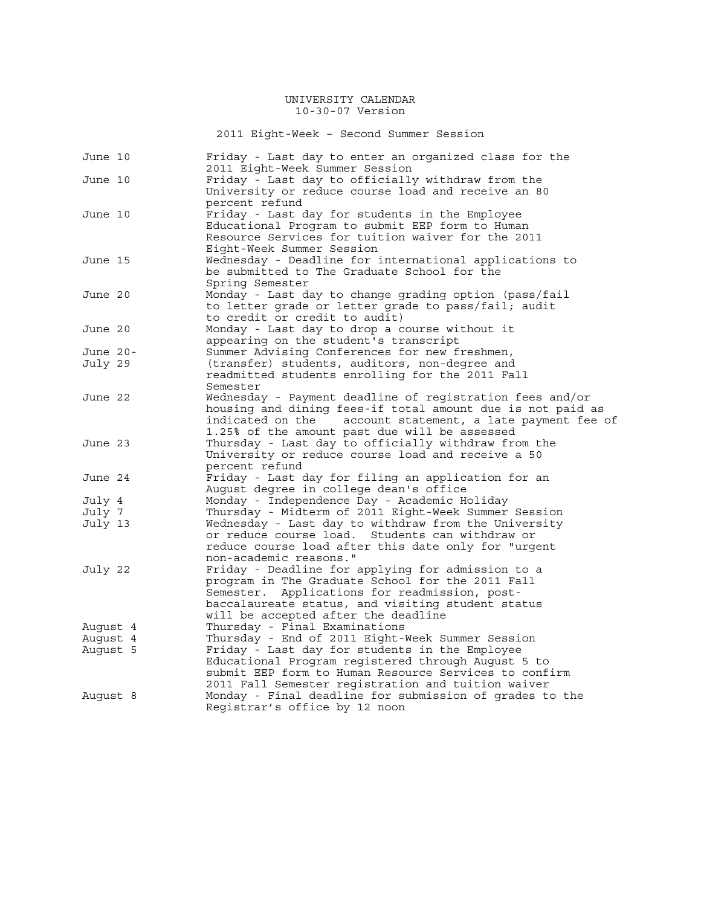# UNIVERSITY CALENDAR

10-30-07 Version

## 2011 Eight-Week – Second Summer Session

| Date | Event |
|---|---|
| June 10 | Friday - Last day to enter an organized class for the 2011 Eight-Week Summer Session |
| June 10 | Friday - Last day to officially withdraw from the University or reduce course load and receive an 80 percent refund |
| June 10 | Friday - Last day for students in the Employee Educational Program to submit EEP form to Human Resource Services for tuition waiver for the 2011 Eight-Week Summer Session |
| June 15 | Wednesday - Deadline for international applications to be submitted to The Graduate School for the Spring Semester |
| June 20 | Monday - Last day to change grading option (pass/fail to letter grade or letter grade to pass/fail; audit to credit or credit to audit) |
| June 20 | Monday - Last day to drop a course without it appearing on the student's transcript |
| June 20- July 29 | Summer Advising Conferences for new freshmen, (transfer) students, auditors, non-degree and readmitted students enrolling for the 2011 Fall Semester |
| June 22 | Wednesday - Payment deadline of registration fees and/or housing and dining fees-if total amount due is not paid as indicated on the account statement, a late payment fee of 1.25% of the amount past due will be assessed |
| June 23 | Thursday - Last day to officially withdraw from the University or reduce course load and receive a 50 percent refund |
| June 24 | Friday - Last day for filing an application for an August degree in college dean's office |
| July 4 | Monday - Independence Day - Academic Holiday |
| July 7 | Thursday - Midterm of 2011 Eight-Week Summer Session |
| July 13 | Wednesday - Last day to withdraw from the University or reduce course load. Students can withdraw or reduce course load after this date only for "urgent non-academic reasons." |
| July 22 | Friday - Deadline for applying for admission to a program in The Graduate School for the 2011 Fall Semester. Applications for readmission, post-baccalaureate status, and visiting student status will be accepted after the deadline |
| August 4 | Thursday - Final Examinations |
| August 4 | Thursday - End of 2011 Eight-Week Summer Session |
| August 5 | Friday - Last day for students in the Employee Educational Program registered through August 5 to submit EEP form to Human Resource Services to confirm 2011 Fall Semester registration and tuition waiver |
| August 8 | Monday - Final deadline for submission of grades to the Registrar's office by 12 noon |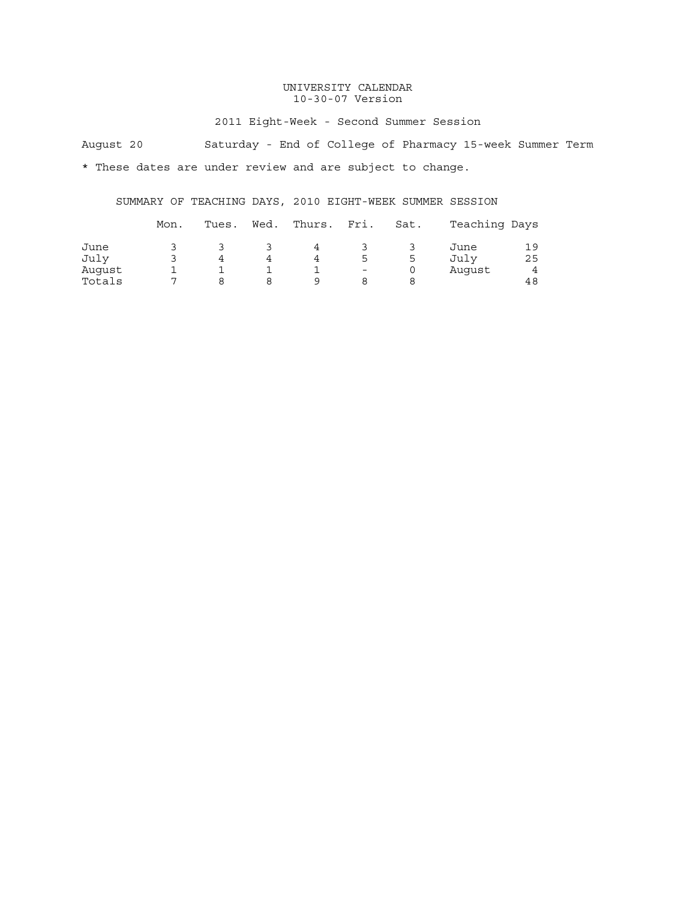UNIVERSITY CALENDAR
10-30-07 Version

2011 Eight-Week - Second Summer Session

August 20 Saturday - End of College of Pharmacy 15-week Summer Term

* These dates are under review and are subject to change.

SUMMARY OF TEACHING DAYS, 2010 EIGHT-WEEK SUMMER SESSION

| | Mon. | Tues. | Wed. | Thurs. | Fri. | Sat. | Teaching Days | |
|---|---|---|---|---|---|---|---|---|
| June | 3 | 3 | 3 | 4 | 3 | 3 | June | 19 |
| July | 3 | 4 | 4 | 4 | 5 | 5 | July | 25 |
| August | 1 | 1 | 1 | 1 | - | 0 | August | 4 |
| Totals | 7 | 8 | 8 | 9 | 8 | 8 | | 48 |